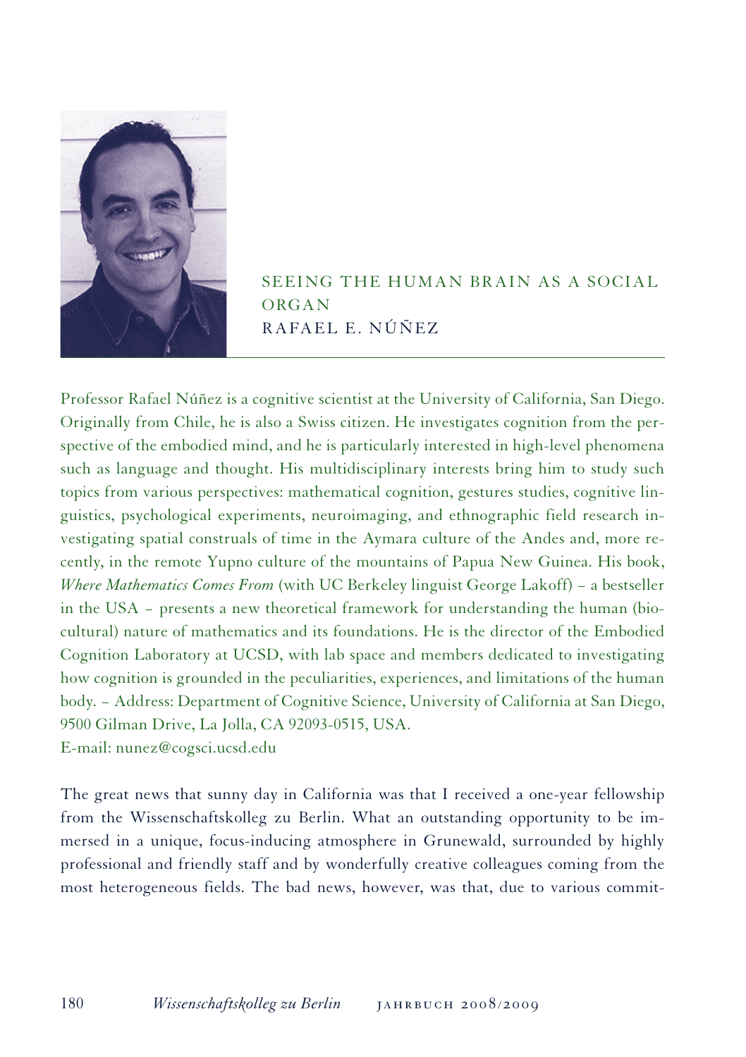# SEEING THE HUMAN BRAIN AS A SOCIAL ORGAN

## RAFAEL E. NÚÑEZ

Professor Rafael Núñez is a cognitive scientist at the University of California, San Diego. Originally from Chile, he is also a Swiss citizen. He investigates cognition from the perspective of the embodied mind, and he is particularly interested in high-level phenomena such as language and thought. His multidisciplinary interests bring him to study such topics from various perspectives: mathematical cognition, gestures studies, cognitive linguistics, psychological experiments, neuroimaging, and ethnographic field research investigating spatial construals of time in the Aymara culture of the Andes and, more recently, in the remote Yupno culture of the mountains of Papua New Guinea. His book, *Where Mathematics Comes From* (with UC Berkeley linguist George Lakoff) – a bestseller in the USA – presents a new theoretical framework for understanding the human (biocultural) nature of mathematics and its foundations. He is the director of the Embodied Cognition Laboratory at UCSD, with lab space and members dedicated to investigating how cognition is grounded in the peculiarities, experiences, and limitations of the human body. – Address: Department of Cognitive Science, University of California at San Diego, 9500 Gilman Drive, La Jolla, CA 92093-0515, USA.
E-mail: nunez@cogsci.ucsd.edu

The great news that sunny day in California was that I received a one-year fellowship from the Wissenschaftskolleg zu Berlin. What an outstanding opportunity to be immersed in a unique, focus-inducing atmosphere in Grunewald, surrounded by highly professional and friendly staff and by wonderfully creative colleagues coming from the most heterogeneous fields. The bad news, however, was that, due to various commit-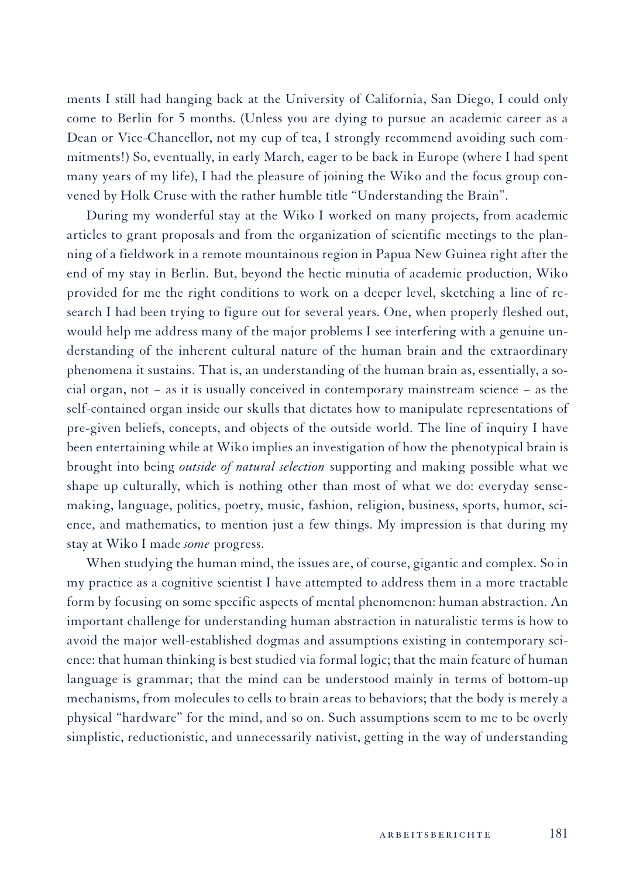ments I still had hanging back at the University of California, San Diego, I could only come to Berlin for 5 months. (Unless you are dying to pursue an academic career as a Dean or Vice-Chancellor, not my cup of tea, I strongly recommend avoiding such commitments!) So, eventually, in early March, eager to be back in Europe (where I had spent many years of my life), I had the pleasure of joining the Wiko and the focus group convened by Holk Cruse with the rather humble title "Understanding the Brain".

During my wonderful stay at the Wiko I worked on many projects, from academic articles to grant proposals and from the organization of scientific meetings to the planning of a fieldwork in a remote mountainous region in Papua New Guinea right after the end of my stay in Berlin. But, beyond the hectic minutia of academic production, Wiko provided for me the right conditions to work on a deeper level, sketching a line of research I had been trying to figure out for several years. One, when properly fleshed out, would help me address many of the major problems I see interfering with a genuine understanding of the inherent cultural nature of the human brain and the extraordinary phenomena it sustains. That is, an understanding of the human brain as, essentially, a social organ, not – as it is usually conceived in contemporary mainstream science – as the self-contained organ inside our skulls that dictates how to manipulate representations of pre-given beliefs, concepts, and objects of the outside world. The line of inquiry I have been entertaining while at Wiko implies an investigation of how the phenotypical brain is brought into being *outside of natural selection* supporting and making possible what we shape up culturally, which is nothing other than most of what we do: everyday sense-making, language, politics, poetry, music, fashion, religion, business, sports, humor, science, and mathematics, to mention just a few things. My impression is that during my stay at Wiko I made *some* progress.

When studying the human mind, the issues are, of course, gigantic and complex. So in my practice as a cognitive scientist I have attempted to address them in a more tractable form by focusing on some specific aspects of mental phenomenon: human abstraction. An important challenge for understanding human abstraction in naturalistic terms is how to avoid the major well-established dogmas and assumptions existing in contemporary science: that human thinking is best studied via formal logic; that the main feature of human language is grammar; that the mind can be understood mainly in terms of bottom-up mechanisms, from molecules to cells to brain areas to behaviors; that the body is merely a physical "hardware" for the mind, and so on. Such assumptions seem to me to be overly simplistic, reductionistic, and unnecessarily nativist, getting in the way of understanding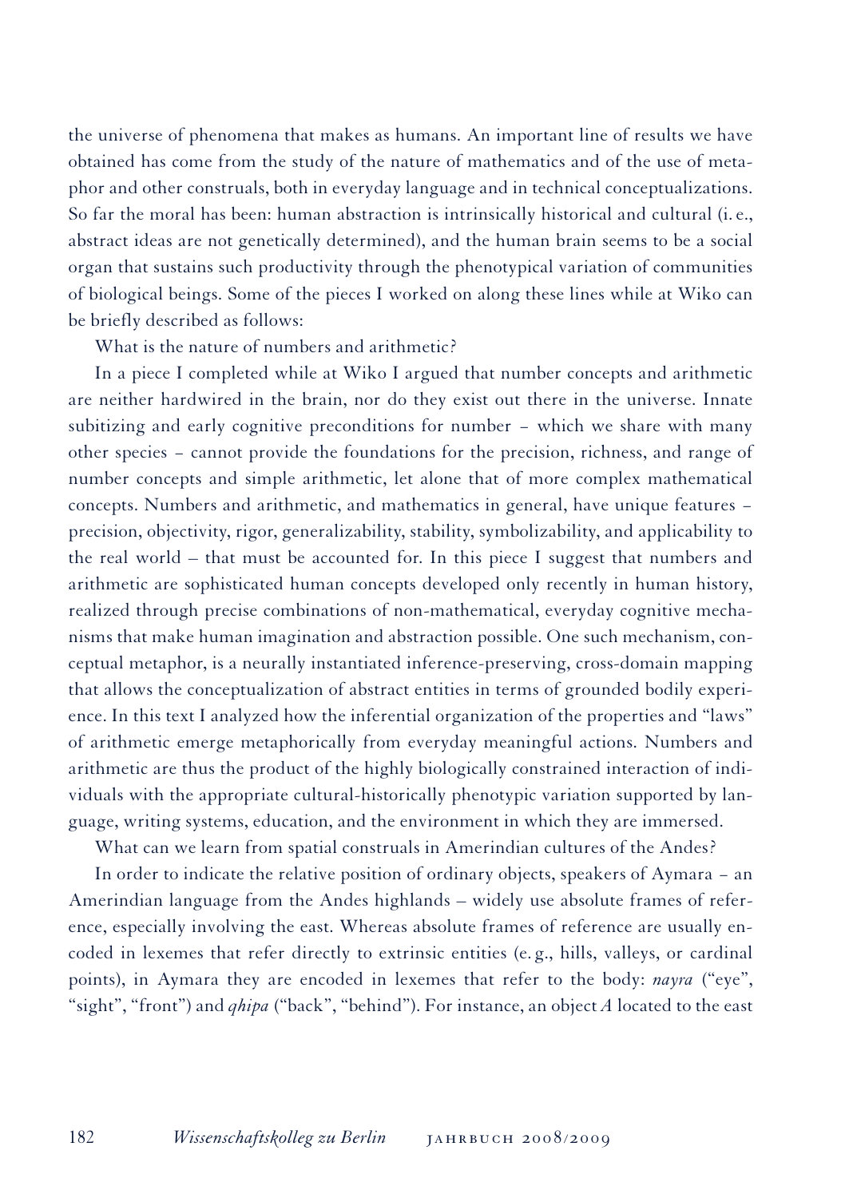the universe of phenomena that makes as humans. An important line of results we have obtained has come from the study of the nature of mathematics and of the use of metaphor and other construals, both in everyday language and in technical conceptualizations. So far the moral has been: human abstraction is intrinsically historical and cultural (i. e., abstract ideas are not genetically determined), and the human brain seems to be a social organ that sustains such productivity through the phenotypical variation of communities of biological beings. Some of the pieces I worked on along these lines while at Wiko can be briefly described as follows:

What is the nature of numbers and arithmetic?

In a piece I completed while at Wiko I argued that number concepts and arithmetic are neither hardwired in the brain, nor do they exist out there in the universe. Innate subitizing and early cognitive preconditions for number – which we share with many other species – cannot provide the foundations for the precision, richness, and range of number concepts and simple arithmetic, let alone that of more complex mathematical concepts. Numbers and arithmetic, and mathematics in general, have unique features – precision, objectivity, rigor, generalizability, stability, symbolizability, and applicability to the real world – that must be accounted for. In this piece I suggest that numbers and arithmetic are sophisticated human concepts developed only recently in human history, realized through precise combinations of non-mathematical, everyday cognitive mechanisms that make human imagination and abstraction possible. One such mechanism, conceptual metaphor, is a neurally instantiated inference-preserving, cross-domain mapping that allows the conceptualization of abstract entities in terms of grounded bodily experience. In this text I analyzed how the inferential organization of the properties and "laws" of arithmetic emerge metaphorically from everyday meaningful actions. Numbers and arithmetic are thus the product of the highly biologically constrained interaction of individuals with the appropriate cultural-historically phenotypic variation supported by language, writing systems, education, and the environment in which they are immersed.

What can we learn from spatial construals in Amerindian cultures of the Andes?

In order to indicate the relative position of ordinary objects, speakers of Aymara – an Amerindian language from the Andes highlands – widely use absolute frames of reference, especially involving the east. Whereas absolute frames of reference are usually encoded in lexemes that refer directly to extrinsic entities (e. g., hills, valleys, or cardinal points), in Aymara they are encoded in lexemes that refer to the body: *nayra* ("eye", "sight", "front") and *qhipa* ("back", "behind"). For instance, an object *A* located to the east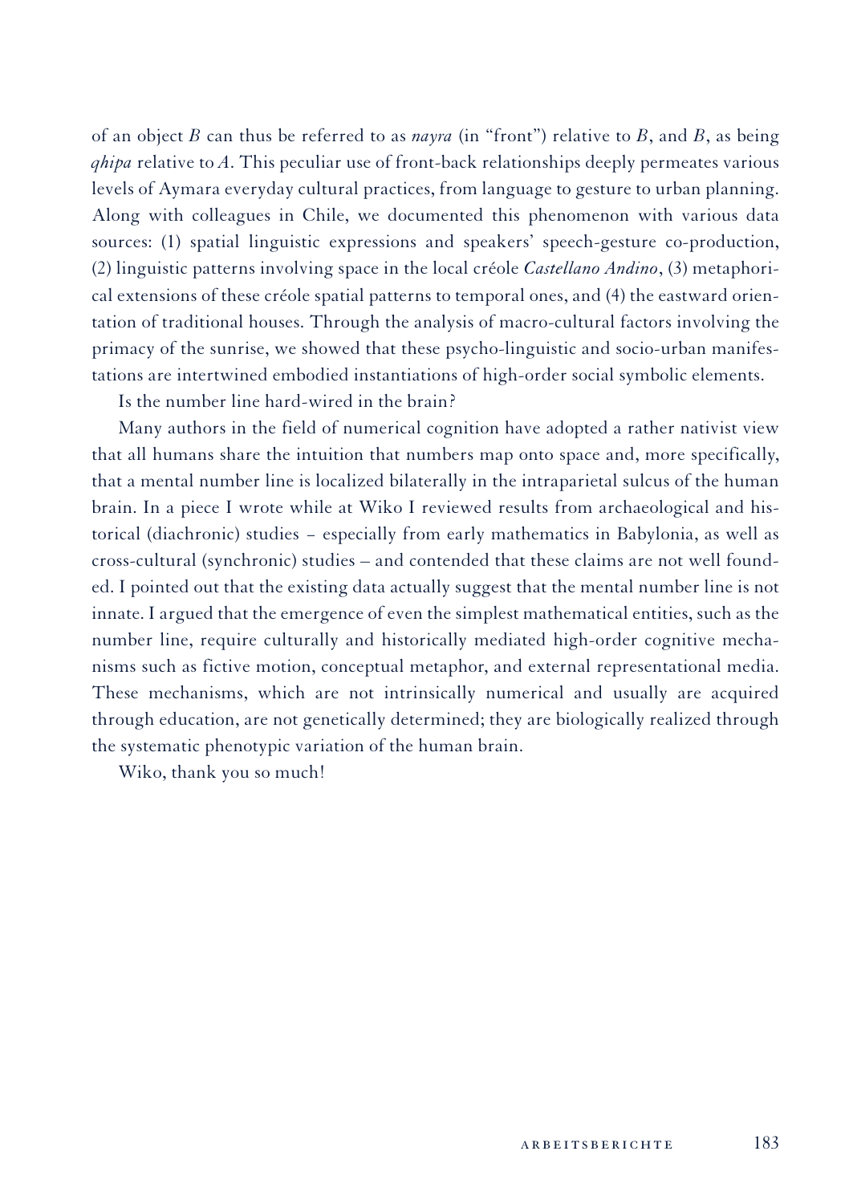of an object *B* can thus be referred to as *nayra* (in "front") relative to *B*, and *B*, as being *qhipa* relative to *A*. This peculiar use of front-back relationships deeply permeates various levels of Aymara everyday cultural practices, from language to gesture to urban planning. Along with colleagues in Chile, we documented this phenomenon with various data sources: (1) spatial linguistic expressions and speakers' speech-gesture co-production, (2) linguistic patterns involving space in the local créole *Castellano Andino*, (3) metaphorical extensions of these créole spatial patterns to temporal ones, and (4) the eastward orientation of traditional houses. Through the analysis of macro-cultural factors involving the primacy of the sunrise, we showed that these psycho-linguistic and socio-urban manifestations are intertwined embodied instantiations of high-order social symbolic elements.

Is the number line hard-wired in the brain?

Many authors in the field of numerical cognition have adopted a rather nativist view that all humans share the intuition that numbers map onto space and, more specifically, that a mental number line is localized bilaterally in the intraparietal sulcus of the human brain. In a piece I wrote while at Wiko I reviewed results from archaeological and historical (diachronic) studies – especially from early mathematics in Babylonia, as well as cross-cultural (synchronic) studies – and contended that these claims are not well founded. I pointed out that the existing data actually suggest that the mental number line is not innate. I argued that the emergence of even the simplest mathematical entities, such as the number line, require culturally and historically mediated high-order cognitive mechanisms such as fictive motion, conceptual metaphor, and external representational media. These mechanisms, which are not intrinsically numerical and usually are acquired through education, are not genetically determined; they are biologically realized through the systematic phenotypic variation of the human brain.

Wiko, thank you so much!